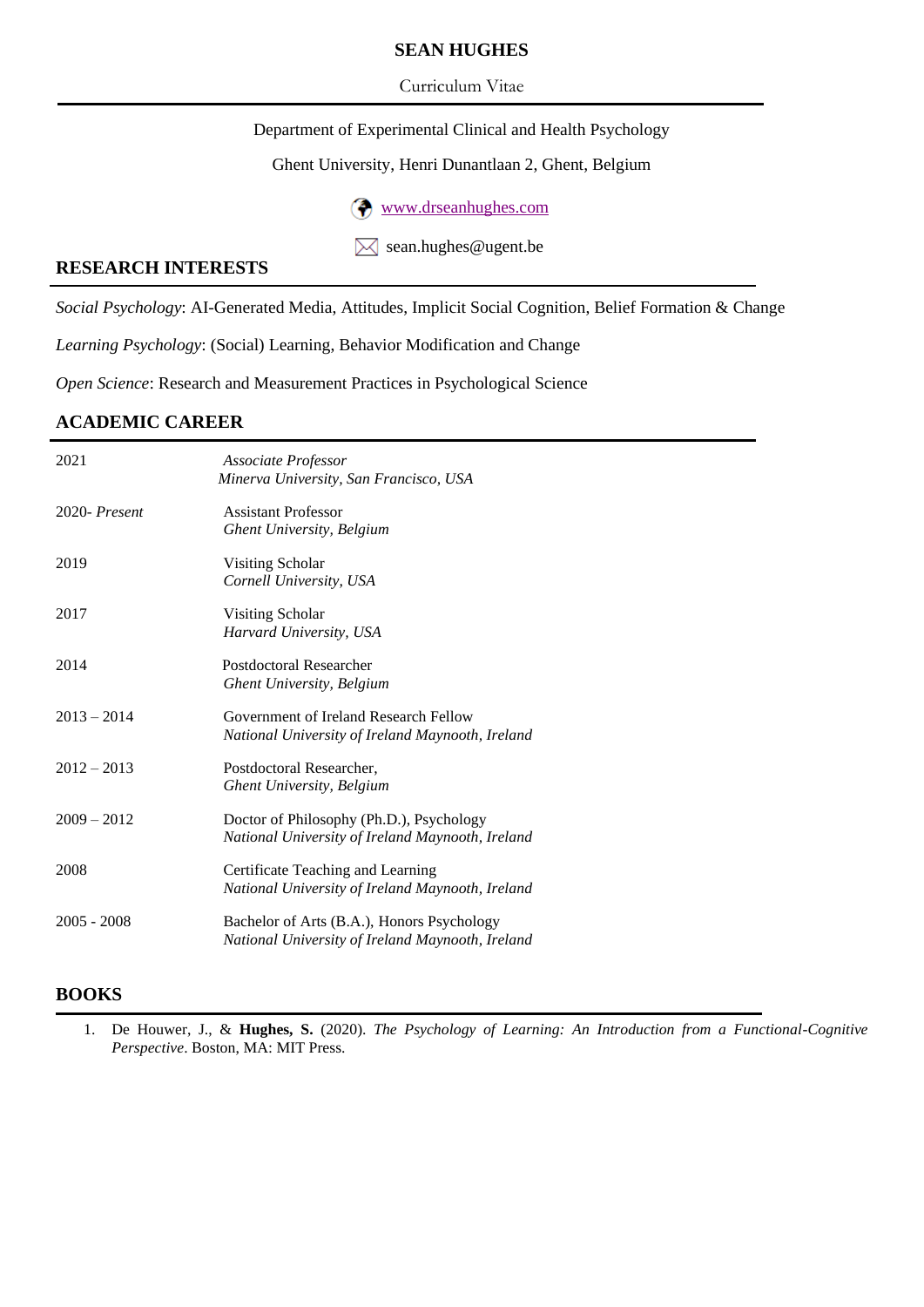# SEAN HUGHES

Curriculum Vitae

Department of Experimental Clinical and Health Psychology

Ghent University, Henri Dunantlaan 2, Ghent, Belgium

www.drseanhughes.com

sean.hughes@ugent.be

## RESEARCH INTERESTS

*Social Psychology*: AI-Generated Media, Attitudes, Implicit Social Cognition, Belief Formation & Change

*Learning Psychology*: (Social) Learning, Behavior Modification and Change

*Open Science*: Research and Measurement Practices in Psychological Science

## ACADEMIC CAREER

| | |
|---|---|
| 2021 | *Associate Professor*<br>*Minerva University, San Francisco, USA* |
| 2020- *Present* | Assistant Professor<br>*Ghent University, Belgium* |
| 2019 | Visiting Scholar<br>*Cornell University, USA* |
| 2017 | Visiting Scholar<br>*Harvard University, USA* |
| 2014 | Postdoctoral Researcher<br>*Ghent University, Belgium* |
| 2013 – 2014 | Government of Ireland Research Fellow<br>*National University of Ireland Maynooth, Ireland* |
| 2012 – 2013 | Postdoctoral Researcher,<br>*Ghent University, Belgium* |
| 2009 – 2012 | Doctor of Philosophy (Ph.D.), Psychology<br>*National University of Ireland Maynooth, Ireland* |
| 2008 | Certificate Teaching and Learning<br>*National University of Ireland Maynooth, Ireland* |
| 2005 - 2008 | Bachelor of Arts (B.A.), Honors Psychology<br>*National University of Ireland Maynooth, Ireland* |

## BOOKS

1. De Houwer, J., & **Hughes, S.** (2020). *The Psychology of Learning: An Introduction from a Functional-Cognitive Perspective*. Boston, MA: MIT Press.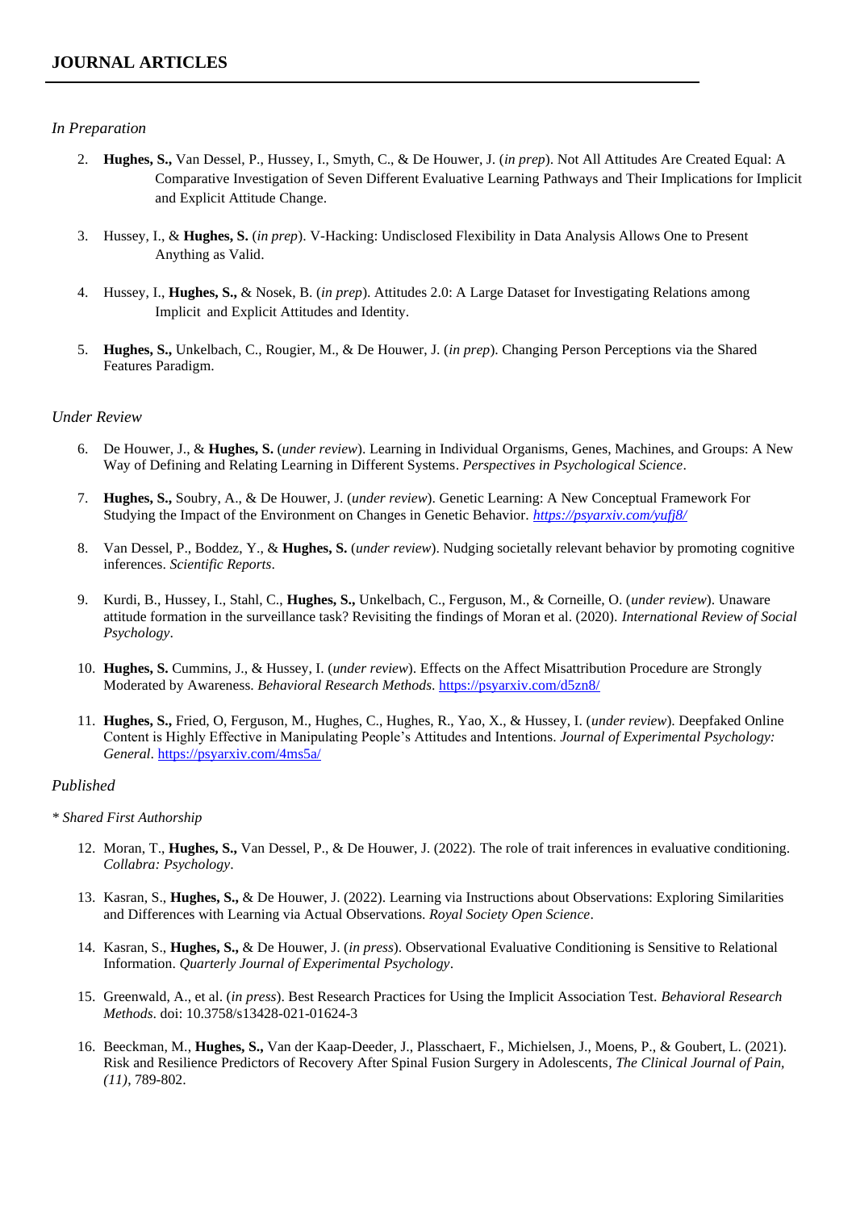## JOURNAL ARTICLES

*In Preparation*

2. **Hughes, S.,** Van Dessel, P., Hussey, I., Smyth, C., & De Houwer, J. (*in prep*). Not All Attitudes Are Created Equal: A Comparative Investigation of Seven Different Evaluative Learning Pathways and Their Implications for Implicit and Explicit Attitude Change.

3. Hussey, I., & **Hughes, S.** (*in prep*). V-Hacking: Undisclosed Flexibility in Data Analysis Allows One to Present Anything as Valid.

4. Hussey, I., **Hughes, S.,** & Nosek, B. (*in prep*). Attitudes 2.0: A Large Dataset for Investigating Relations among Implicit and Explicit Attitudes and Identity.

5. **Hughes, S.,** Unkelbach, C., Rougier, M., & De Houwer, J. (*in prep*). Changing Person Perceptions via the Shared Features Paradigm.

*Under Review*

6. De Houwer, J., & **Hughes, S.** (*under review*). Learning in Individual Organisms, Genes, Machines, and Groups: A New Way of Defining and Relating Learning in Different Systems. *Perspectives in Psychological Science*.

7. **Hughes, S.,** Soubry, A., & De Houwer, J. (*under review*). Genetic Learning: A New Conceptual Framework For Studying the Impact of the Environment on Changes in Genetic Behavior. *https://psyarxiv.com/yufj8/*

8. Van Dessel, P., Boddez, Y., & **Hughes, S.** (*under review*). Nudging societally relevant behavior by promoting cognitive inferences. *Scientific Reports*.

9. Kurdi, B., Hussey, I., Stahl, C., **Hughes, S.,** Unkelbach, C., Ferguson, M., & Corneille, O. (*under review*). Unaware attitude formation in the surveillance task? Revisiting the findings of Moran et al. (2020). *International Review of Social Psychology*.

10. **Hughes, S.** Cummins, J., & Hussey, I. (*under review*). Effects on the Affect Misattribution Procedure are Strongly Moderated by Awareness. *Behavioral Research Methods*. https://psyarxiv.com/d5zn8/

11. **Hughes, S.,** Fried, O, Ferguson, M., Hughes, C., Hughes, R., Yao, X., & Hussey, I. (*under review*). Deepfaked Online Content is Highly Effective in Manipulating People's Attitudes and Intentions. *Journal of Experimental Psychology: General*. https://psyarxiv.com/4ms5a/

*Published*

** Shared First Authorship*

12. Moran, T., **Hughes, S.,** Van Dessel, P., & De Houwer, J. (2022). The role of trait inferences in evaluative conditioning. *Collabra: Psychology*.

13. Kasran, S., **Hughes, S.,** & De Houwer, J. (2022). Learning via Instructions about Observations: Exploring Similarities and Differences with Learning via Actual Observations. *Royal Society Open Science*.

14. Kasran, S., **Hughes, S.,** & De Houwer, J. (*in press*). Observational Evaluative Conditioning is Sensitive to Relational Information. *Quarterly Journal of Experimental Psychology*.

15. Greenwald, A., et al. (*in press*). Best Research Practices for Using the Implicit Association Test. *Behavioral Research Methods*. doi: 10.3758/s13428-021-01624-3

16. Beeckman, M., **Hughes, S.,** Van der Kaap-Deeder, J., Plasschaert, F., Michielsen, J., Moens, P., & Goubert, L. (2021). Risk and Resilience Predictors of Recovery After Spinal Fusion Surgery in Adolescents, *The Clinical Journal of Pain, (11)*, 789-802.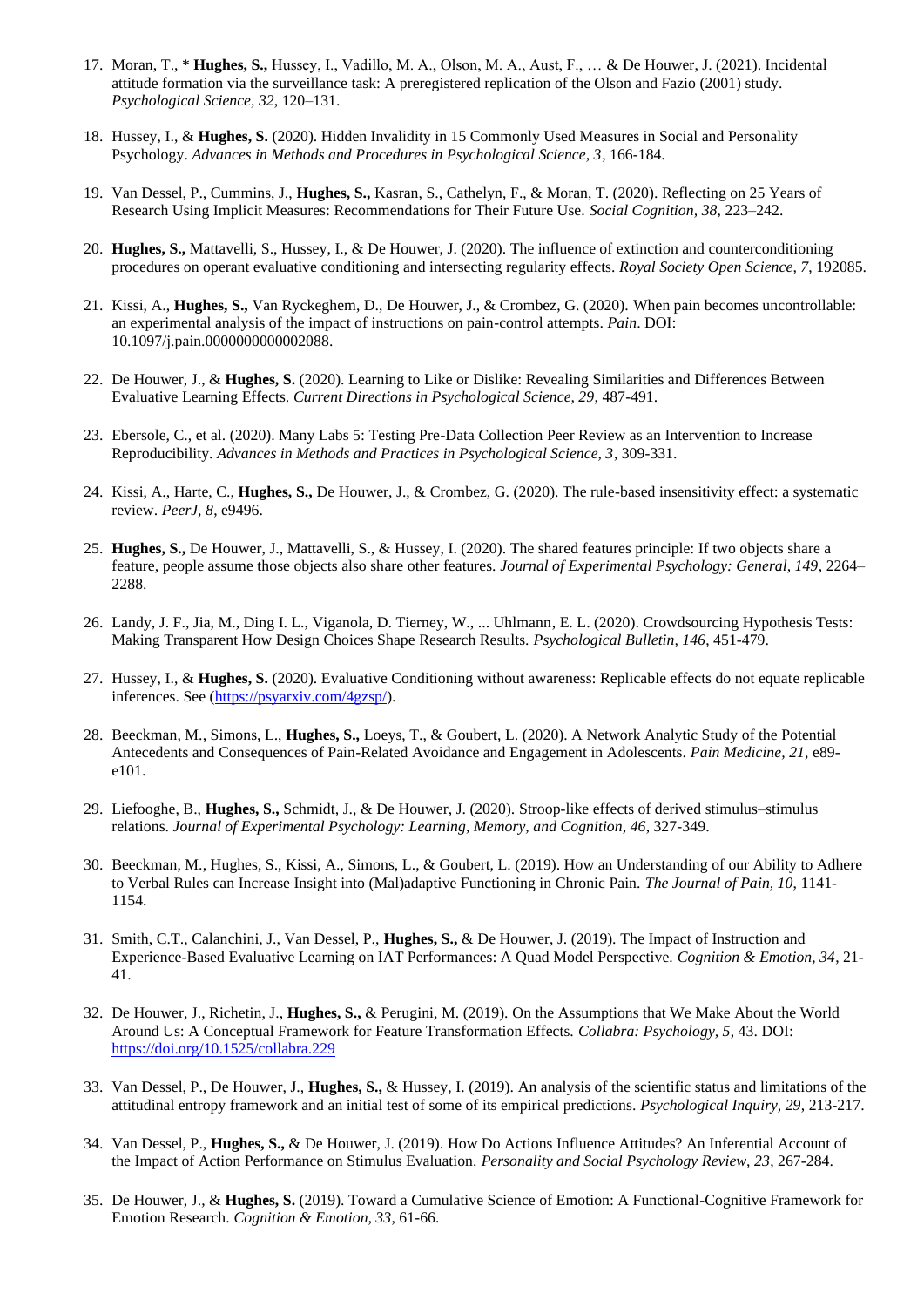17. Moran, T., * **Hughes, S.,** Hussey, I., Vadillo, M. A., Olson, M. A., Aust, F., … & De Houwer, J. (2021). Incidental attitude formation via the surveillance task: A preregistered replication of the Olson and Fazio (2001) study. *Psychological Science, 32*, 120–131.

18. Hussey, I., & **Hughes, S.** (2020). Hidden Invalidity in 15 Commonly Used Measures in Social and Personality Psychology. *Advances in Methods and Procedures in Psychological Science, 3*, 166-184.

19. Van Dessel, P., Cummins, J., **Hughes, S.,** Kasran, S., Cathelyn, F., & Moran, T. (2020). Reflecting on 25 Years of Research Using Implicit Measures: Recommendations for Their Future Use. *Social Cognition, 38*, 223–242.

20. **Hughes, S.,** Mattavelli, S., Hussey, I., & De Houwer, J. (2020). The influence of extinction and counterconditioning procedures on operant evaluative conditioning and intersecting regularity effects. *Royal Society Open Science, 7*, 192085.

21. Kissi, A., **Hughes, S.,** Van Ryckeghem, D., De Houwer, J., & Crombez, G. (2020). When pain becomes uncontrollable: an experimental analysis of the impact of instructions on pain-control attempts. *Pain*. DOI: 10.1097/j.pain.0000000000002088.

22. De Houwer, J., & **Hughes, S.** (2020). Learning to Like or Dislike: Revealing Similarities and Differences Between Evaluative Learning Effects. *Current Directions in Psychological Science, 29*, 487-491.

23. Ebersole, C., et al. (2020). Many Labs 5: Testing Pre-Data Collection Peer Review as an Intervention to Increase Reproducibility. *Advances in Methods and Practices in Psychological Science, 3*, 309-331.

24. Kissi, A., Harte, C., **Hughes, S.,** De Houwer, J., & Crombez, G. (2020). The rule-based insensitivity effect: a systematic review. *PeerJ, 8*, e9496.

25. **Hughes, S.,** De Houwer, J., Mattavelli, S., & Hussey, I. (2020). The shared features principle: If two objects share a feature, people assume those objects also share other features. *Journal of Experimental Psychology: General, 149*, 2264–2288.

26. Landy, J. F., Jia, M., Ding I. L., Viganola, D. Tierney, W., ... Uhlmann, E. L. (2020). Crowdsourcing Hypothesis Tests: Making Transparent How Design Choices Shape Research Results. *Psychological Bulletin, 146*, 451-479.

27. Hussey, I., & **Hughes, S.** (2020). Evaluative Conditioning without awareness: Replicable effects do not equate replicable inferences. See (https://psyarxiv.com/4gzsp/).

28. Beeckman, M., Simons, L., **Hughes, S.,** Loeys, T., & Goubert, L. (2020). A Network Analytic Study of the Potential Antecedents and Consequences of Pain-Related Avoidance and Engagement in Adolescents. *Pain Medicine, 21*, e89-e101.

29. Liefooghe, B., **Hughes, S.,** Schmidt, J., & De Houwer, J. (2020). Stroop-like effects of derived stimulus–stimulus relations. *Journal of Experimental Psychology: Learning, Memory, and Cognition, 46*, 327-349.

30. Beeckman, M., Hughes, S., Kissi, A., Simons, L., & Goubert, L. (2019). How an Understanding of our Ability to Adhere to Verbal Rules can Increase Insight into (Mal)adaptive Functioning in Chronic Pain. *The Journal of Pain, 10*, 1141-1154.

31. Smith, C.T., Calanchini, J., Van Dessel, P., **Hughes, S.,** & De Houwer, J. (2019). The Impact of Instruction and Experience-Based Evaluative Learning on IAT Performances: A Quad Model Perspective. *Cognition & Emotion, 34*, 21-41.

32. De Houwer, J., Richetin, J., **Hughes, S.,** & Perugini, M. (2019). On the Assumptions that We Make About the World Around Us: A Conceptual Framework for Feature Transformation Effects. *Collabra: Psychology, 5*, 43. DOI: https://doi.org/10.1525/collabra.229

33. Van Dessel, P., De Houwer, J., **Hughes, S.,** & Hussey, I. (2019). An analysis of the scientific status and limitations of the attitudinal entropy framework and an initial test of some of its empirical predictions. *Psychological Inquiry, 29*, 213-217.

34. Van Dessel, P., **Hughes, S.,** & De Houwer, J. (2019). How Do Actions Influence Attitudes? An Inferential Account of the Impact of Action Performance on Stimulus Evaluation. *Personality and Social Psychology Review, 23*, 267-284.

35. De Houwer, J., & **Hughes, S.** (2019). Toward a Cumulative Science of Emotion: A Functional-Cognitive Framework for Emotion Research. *Cognition & Emotion, 33*, 61-66.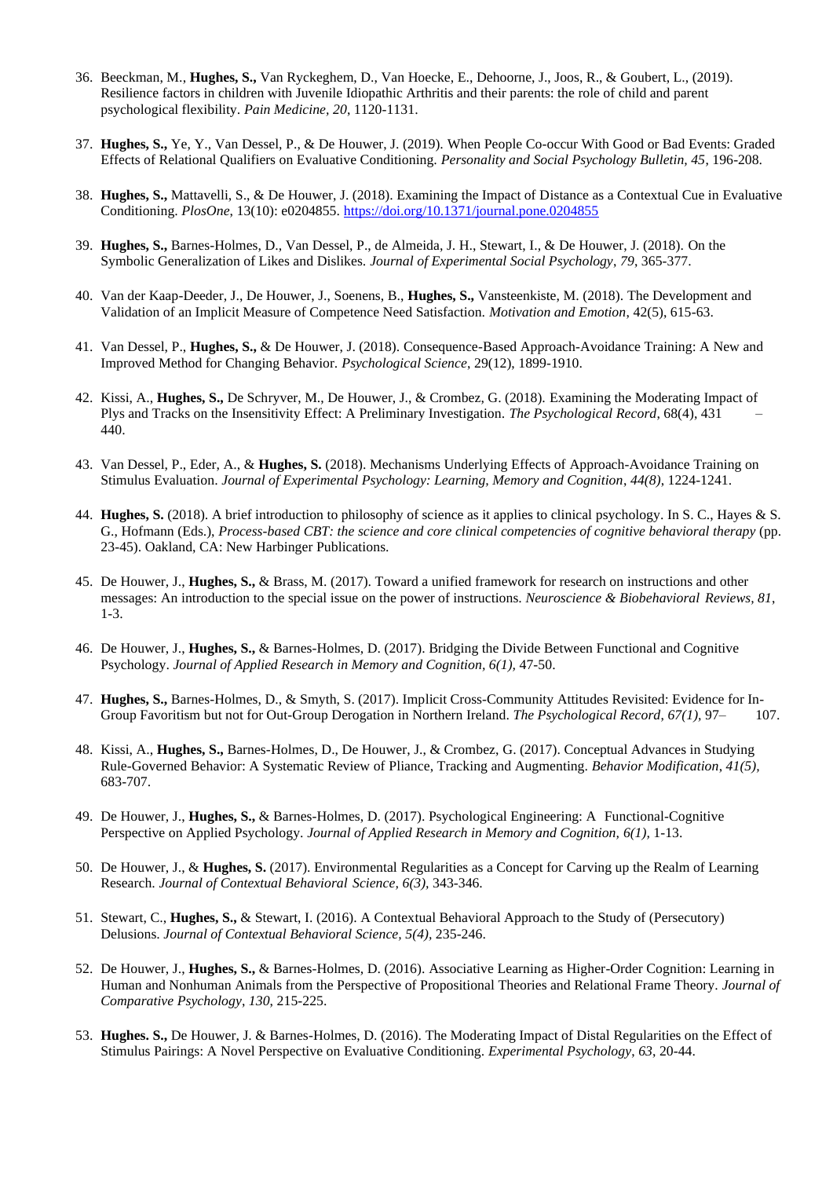36. Beeckman, M., **Hughes, S.,** Van Ryckeghem, D., Van Hoecke, E., Dehoorne, J., Joos, R., & Goubert, L., (2019). Resilience factors in children with Juvenile Idiopathic Arthritis and their parents: the role of child and parent psychological flexibility. *Pain Medicine, 20*, 1120-1131.

37. **Hughes, S.,** Ye, Y., Van Dessel, P., & De Houwer, J. (2019). When People Co-occur With Good or Bad Events: Graded Effects of Relational Qualifiers on Evaluative Conditioning. *Personality and Social Psychology Bulletin, 45*, 196-208.

38. **Hughes, S.,** Mattavelli, S., & De Houwer, J. (2018). Examining the Impact of Distance as a Contextual Cue in Evaluative Conditioning. *PlosOne*, 13(10): e0204855. https://doi.org/10.1371/journal.pone.0204855

39. **Hughes, S.,** Barnes-Holmes, D., Van Dessel, P., de Almeida, J. H., Stewart, I., & De Houwer, J. (2018). On the Symbolic Generalization of Likes and Dislikes. *Journal of Experimental Social Psychology, 79*, 365-377.

40. Van der Kaap-Deeder, J., De Houwer, J., Soenens, B., **Hughes, S.,** Vansteenkiste, M. (2018). The Development and Validation of an Implicit Measure of Competence Need Satisfaction. *Motivation and Emotion*, 42(5), 615-63.

41. Van Dessel, P., **Hughes, S.,** & De Houwer, J. (2018). Consequence-Based Approach-Avoidance Training: A New and Improved Method for Changing Behavior. *Psychological Science*, 29(12), 1899-1910.

42. Kissi, A., **Hughes, S.,** De Schryver, M., De Houwer, J., & Crombez, G. (2018). Examining the Moderating Impact of Plys and Tracks on the Insensitivity Effect: A Preliminary Investigation. *The Psychological Record*, 68(4), 431 – 440.

43. Van Dessel, P., Eder, A., & **Hughes, S.** (2018). Mechanisms Underlying Effects of Approach-Avoidance Training on Stimulus Evaluation. *Journal of Experimental Psychology: Learning, Memory and Cognition*, *44(8)*, 1224-1241.

44. **Hughes, S.** (2018). A brief introduction to philosophy of science as it applies to clinical psychology. In S. C., Hayes & S. G., Hofmann (Eds.), *Process-based CBT: the science and core clinical competencies of cognitive behavioral therapy* (pp. 23-45). Oakland, CA: New Harbinger Publications.

45. De Houwer, J., **Hughes, S.,** & Brass, M. (2017). Toward a unified framework for research on instructions and other messages: An introduction to the special issue on the power of instructions. *Neuroscience & Biobehavioral Reviews, 81*, 1-3.

46. De Houwer, J., **Hughes, S.,** & Barnes-Holmes, D. (2017). Bridging the Divide Between Functional and Cognitive Psychology. *Journal of Applied Research in Memory and Cognition, 6(1)*, 47-50.

47. **Hughes, S.,** Barnes-Holmes, D., & Smyth, S. (2017). Implicit Cross-Community Attitudes Revisited: Evidence for In-Group Favoritism but not for Out-Group Derogation in Northern Ireland. *The Psychological Record*, *67(1)*, 97– 107.

48. Kissi, A., **Hughes, S.,** Barnes-Holmes, D., De Houwer, J., & Crombez, G. (2017). Conceptual Advances in Studying Rule-Governed Behavior: A Systematic Review of Pliance, Tracking and Augmenting. *Behavior Modification*, *41(5)*, 683-707.

49. De Houwer, J., **Hughes, S.,** & Barnes-Holmes, D. (2017). Psychological Engineering: A Functional-Cognitive Perspective on Applied Psychology. *Journal of Applied Research in Memory and Cognition, 6(1)*, 1-13.

50. De Houwer, J., & **Hughes, S.** (2017). Environmental Regularities as a Concept for Carving up the Realm of Learning Research. *Journal of Contextual Behavioral Science, 6(3)*, 343-346.

51. Stewart, C., **Hughes, S.,** & Stewart, I. (2016). A Contextual Behavioral Approach to the Study of (Persecutory) Delusions. *Journal of Contextual Behavioral Science, 5(4)*, 235-246.

52. De Houwer, J., **Hughes, S.,** & Barnes-Holmes, D. (2016). Associative Learning as Higher-Order Cognition: Learning in Human and Nonhuman Animals from the Perspective of Propositional Theories and Relational Frame Theory. *Journal of Comparative Psychology*, *130*, 215-225.

53. **Hughes. S.,** De Houwer, J. & Barnes-Holmes, D. (2016). The Moderating Impact of Distal Regularities on the Effect of Stimulus Pairings: A Novel Perspective on Evaluative Conditioning. *Experimental Psychology*, *63*, 20-44.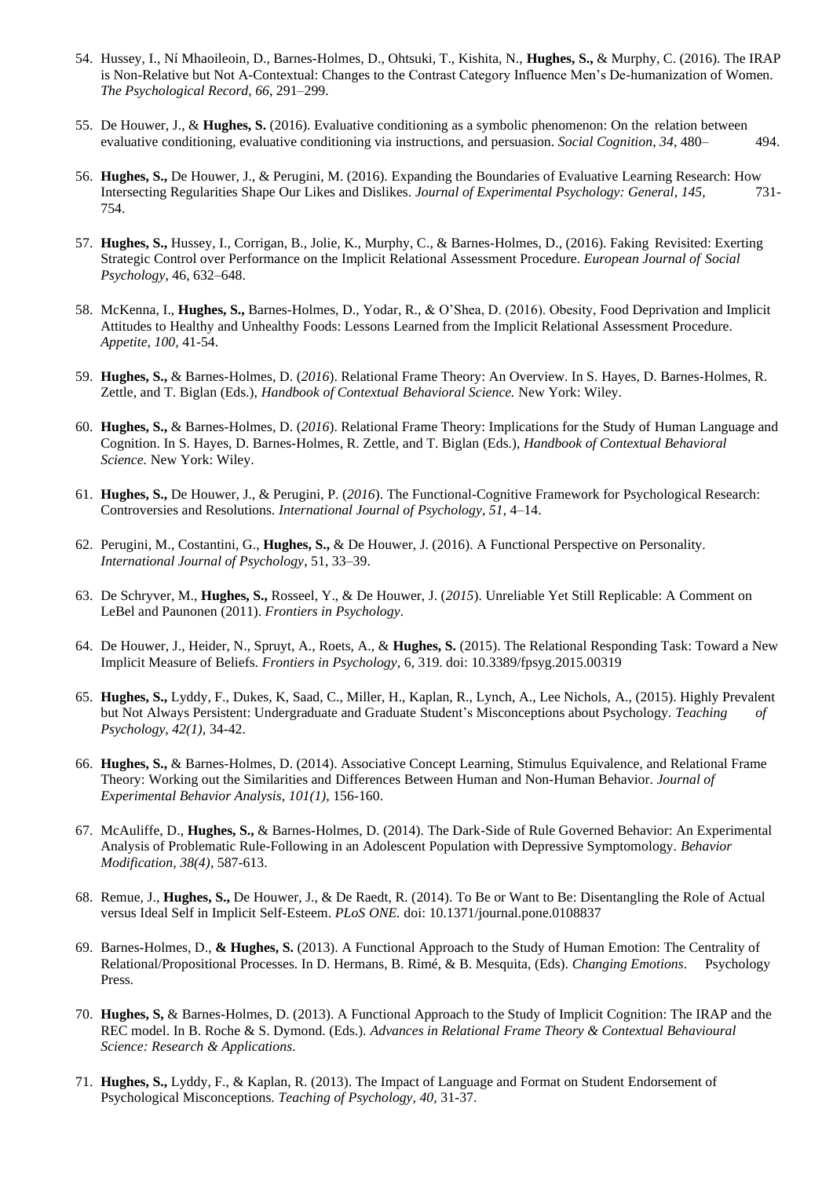54. Hussey, I., Ní Mhaoileoin, D., Barnes-Holmes, D., Ohtsuki, T., Kishita, N., **Hughes, S.,** & Murphy, C. (2016). The IRAP is Non-Relative but Not A-Contextual: Changes to the Contrast Category Influence Men's De-humanization of Women. *The Psychological Record*, *66*, 291–299.

55. De Houwer, J., & **Hughes, S.** (2016). Evaluative conditioning as a symbolic phenomenon: On the relation between evaluative conditioning, evaluative conditioning via instructions, and persuasion. *Social Cognition*, *34*, 480– 494.

56. **Hughes, S.,** De Houwer, J., & Perugini, M. (2016). Expanding the Boundaries of Evaluative Learning Research: How Intersecting Regularities Shape Our Likes and Dislikes. *Journal of Experimental Psychology: General*, *145*, 731-754.

57. **Hughes, S.,** Hussey, I., Corrigan, B., Jolie, K., Murphy, C., & Barnes-Holmes, D., (2016). Faking Revisited: Exerting Strategic Control over Performance on the Implicit Relational Assessment Procedure. *European Journal of Social Psychology*, 46, 632–648.

58. McKenna, I., **Hughes, S.,** Barnes-Holmes, D., Yodar, R., & O'Shea, D. (2016). Obesity, Food Deprivation and Implicit Attitudes to Healthy and Unhealthy Foods: Lessons Learned from the Implicit Relational Assessment Procedure. *Appetite, 100,* 41-54.

59. **Hughes, S.,** & Barnes-Holmes, D. (*2016*). Relational Frame Theory: An Overview. In S. Hayes, D. Barnes-Holmes, R. Zettle, and T. Biglan (Eds.), *Handbook of Contextual Behavioral Science.* New York: Wiley.

60. **Hughes, S.,** & Barnes-Holmes, D. (*2016*). Relational Frame Theory: Implications for the Study of Human Language and Cognition. In S. Hayes, D. Barnes-Holmes, R. Zettle, and T. Biglan (Eds.), *Handbook of Contextual Behavioral Science.* New York: Wiley.

61. **Hughes, S.,** De Houwer, J., & Perugini, P. (*2016*). The Functional-Cognitive Framework for Psychological Research: Controversies and Resolutions. *International Journal of Psychology*, *51*, 4–14.

62. Perugini, M., Costantini, G., **Hughes, S.,** & De Houwer, J. (2016). A Functional Perspective on Personality. *International Journal of Psychology*, 51, 33–39.

63. De Schryver, M., **Hughes, S.,** Rosseel, Y., & De Houwer, J. (*2015*). Unreliable Yet Still Replicable: A Comment on LeBel and Paunonen (2011). *Frontiers in Psychology*.

64. De Houwer, J., Heider, N., Spruyt, A., Roets, A., & **Hughes, S.** (2015). The Relational Responding Task: Toward a New Implicit Measure of Beliefs. *Frontiers in Psychology*, 6, 319. doi: 10.3389/fpsyg.2015.00319

65. **Hughes, S.,** Lyddy, F., Dukes, K, Saad, C., Miller, H., Kaplan, R., Lynch, A., Lee Nichols, A., (2015). Highly Prevalent but Not Always Persistent: Undergraduate and Graduate Student's Misconceptions about Psychology. *Teaching of Psychology, 42(1),* 34-42.

66. **Hughes, S.,** & Barnes-Holmes, D. (2014). Associative Concept Learning, Stimulus Equivalence, and Relational Frame Theory: Working out the Similarities and Differences Between Human and Non-Human Behavior. *Journal of Experimental Behavior Analysis, 101(1),* 156-160.

67. McAuliffe, D., **Hughes, S.,** & Barnes-Holmes, D. (2014). The Dark-Side of Rule Governed Behavior: An Experimental Analysis of Problematic Rule-Following in an Adolescent Population with Depressive Symptomology. *Behavior Modification, 38(4)*, 587-613.

68. Remue, J., **Hughes, S.,** De Houwer, J., & De Raedt, R. (2014). To Be or Want to Be: Disentangling the Role of Actual versus Ideal Self in Implicit Self-Esteem. *PLoS ONE.* doi: 10.1371/journal.pone.0108837

69. Barnes-Holmes, D., **& Hughes, S.** (2013). A Functional Approach to the Study of Human Emotion: The Centrality of Relational/Propositional Processes. In D. Hermans, B. Rimé, & B. Mesquita, (Eds). *Changing Emotions*. Psychology Press.

70. **Hughes, S,** & Barnes-Holmes, D. (2013). A Functional Approach to the Study of Implicit Cognition: The IRAP and the REC model. In B. Roche & S. Dymond. (Eds.). *Advances in Relational Frame Theory & Contextual Behavioural Science: Research & Applications*.

71. **Hughes, S.,** Lyddy, F., & Kaplan, R. (2013). The Impact of Language and Format on Student Endorsement of Psychological Misconceptions. *Teaching of Psychology, 40*, 31-37.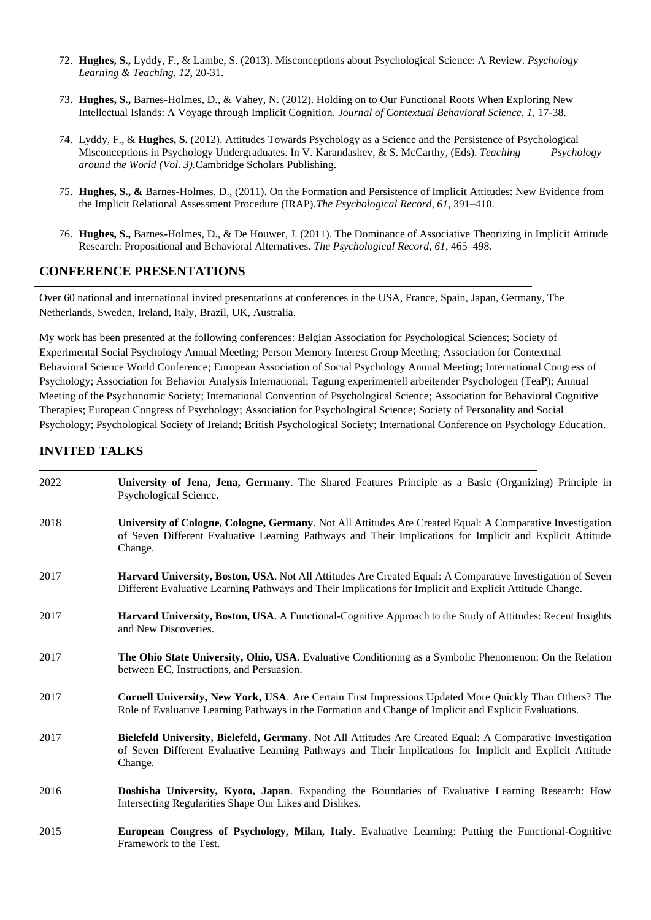72. **Hughes, S.,** Lyddy, F., & Lambe, S. (2013). Misconceptions about Psychological Science: A Review. *Psychology Learning & Teaching, 12,* 20-31.

73. **Hughes, S.,** Barnes-Holmes, D., & Vahey, N. (2012). Holding on to Our Functional Roots When Exploring New Intellectual Islands: A Voyage through Implicit Cognition. *Journal of Contextual Behavioral Science, 1,* 17-38.

74. Lyddy, F., & **Hughes, S.** (2012). Attitudes Towards Psychology as a Science and the Persistence of Psychological Misconceptions in Psychology Undergraduates. In V. Karandashev, & S. McCarthy, (Eds). *Teaching Psychology around the World (Vol. 3).*Cambridge Scholars Publishing.

75. **Hughes, S., &** Barnes-Holmes, D., (2011). On the Formation and Persistence of Implicit Attitudes: New Evidence from the Implicit Relational Assessment Procedure (IRAP).*The Psychological Record, 61,* 391–410.

76. **Hughes, S.,** Barnes-Holmes, D., & De Houwer, J. (2011). The Dominance of Associative Theorizing in Implicit Attitude Research: Propositional and Behavioral Alternatives. *The Psychological Record, 61,* 465–498.

## CONFERENCE PRESENTATIONS

Over 60 national and international invited presentations at conferences in the USA, France, Spain, Japan, Germany, The Netherlands, Sweden, Ireland, Italy, Brazil, UK, Australia.

My work has been presented at the following conferences: Belgian Association for Psychological Sciences; Society of Experimental Social Psychology Annual Meeting; Person Memory Interest Group Meeting; Association for Contextual Behavioral Science World Conference; European Association of Social Psychology Annual Meeting; International Congress of Psychology; Association for Behavior Analysis International; Tagung experimentell arbeitender Psychologen (TeaP); Annual Meeting of the Psychonomic Society; International Convention of Psychological Science; Association for Behavioral Cognitive Therapies; European Congress of Psychology; Association for Psychological Science; Society of Personality and Social Psychology; Psychological Society of Ireland; British Psychological Society; International Conference on Psychology Education.

## INVITED TALKS

| | |
|---|---|
| 2022 | **University of Jena, Jena, Germany**. The Shared Features Principle as a Basic (Organizing) Principle in Psychological Science. |
| 2018 | **University of Cologne, Cologne, Germany**. Not All Attitudes Are Created Equal: A Comparative Investigation of Seven Different Evaluative Learning Pathways and Their Implications for Implicit and Explicit Attitude Change. |
| 2017 | **Harvard University, Boston, USA**. Not All Attitudes Are Created Equal: A Comparative Investigation of Seven Different Evaluative Learning Pathways and Their Implications for Implicit and Explicit Attitude Change. |
| 2017 | **Harvard University, Boston, USA**. A Functional-Cognitive Approach to the Study of Attitudes: Recent Insights and New Discoveries. |
| 2017 | **The Ohio State University, Ohio, USA**. Evaluative Conditioning as a Symbolic Phenomenon: On the Relation between EC, Instructions, and Persuasion. |
| 2017 | **Cornell University, New York, USA**. Are Certain First Impressions Updated More Quickly Than Others? The Role of Evaluative Learning Pathways in the Formation and Change of Implicit and Explicit Evaluations. |
| 2017 | **Bielefeld University, Bielefeld, Germany**. Not All Attitudes Are Created Equal: A Comparative Investigation of Seven Different Evaluative Learning Pathways and Their Implications for Implicit and Explicit Attitude Change. |
| 2016 | **Doshisha University, Kyoto, Japan**. Expanding the Boundaries of Evaluative Learning Research: How Intersecting Regularities Shape Our Likes and Dislikes. |
| 2015 | **European Congress of Psychology, Milan, Italy**. Evaluative Learning: Putting the Functional-Cognitive Framework to the Test. |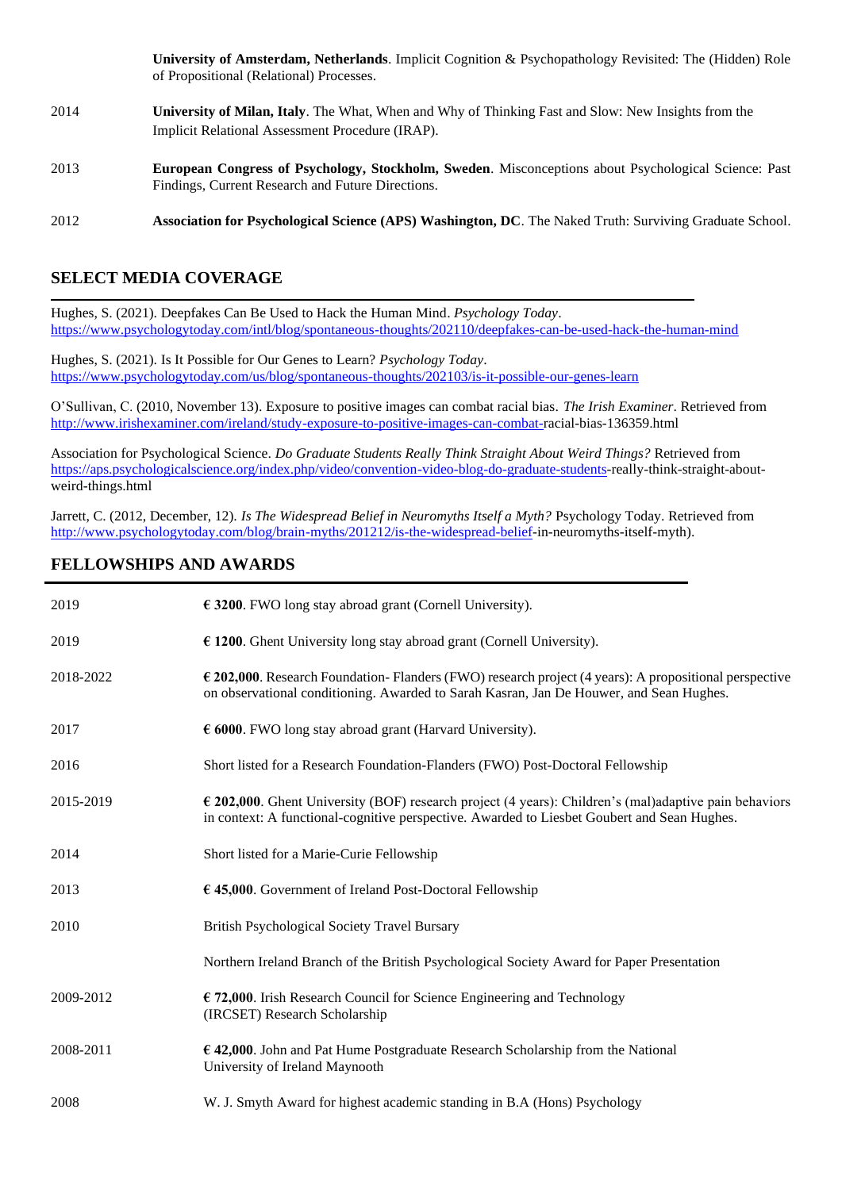| | |
|---|---|
| | **University of Amsterdam, Netherlands**. Implicit Cognition & Psychopathology Revisited: The (Hidden) Role of Propositional (Relational) Processes. |
| 2014 | **University of Milan, Italy**. The What, When and Why of Thinking Fast and Slow: New Insights from the Implicit Relational Assessment Procedure (IRAP). |
| 2013 | **European Congress of Psychology, Stockholm, Sweden**. Misconceptions about Psychological Science: Past Findings, Current Research and Future Directions. |
| 2012 | **Association for Psychological Science (APS) Washington, DC**. The Naked Truth: Surviving Graduate School. |

## SELECT MEDIA COVERAGE

Hughes, S. (2021). Deepfakes Can Be Used to Hack the Human Mind. *Psychology Today*. https://www.psychologytoday.com/intl/blog/spontaneous-thoughts/202110/deepfakes-can-be-used-hack-the-human-mind

Hughes, S. (2021). Is It Possible for Our Genes to Learn? *Psychology Today*. https://www.psychologytoday.com/us/blog/spontaneous-thoughts/202103/is-it-possible-our-genes-learn

O'Sullivan, C. (2010, November 13). Exposure to positive images can combat racial bias. *The Irish Examiner*. Retrieved from http://www.irishexaminer.com/ireland/study-exposure-to-positive-images-can-combat-racial-bias-136359.html

Association for Psychological Science. *Do Graduate Students Really Think Straight About Weird Things?* Retrieved from https://aps.psychologicalscience.org/index.php/video/convention-video-blog-do-graduate-students-really-think-straight-about-weird-things.html

Jarrett, C. (2012, December, 12). *Is The Widespread Belief in Neuromyths Itself a Myth?* Psychology Today. Retrieved from http://www.psychologytoday.com/blog/brain-myths/201212/is-the-widespread-belief-in-neuromyths-itself-myth).

## FELLOWSHIPS AND AWARDS

| | |
|---|---|
| 2019 | **€ 3200**. FWO long stay abroad grant (Cornell University). |
| 2019 | **€ 1200**. Ghent University long stay abroad grant (Cornell University). |
| 2018-2022 | **€ 202,000**. Research Foundation- Flanders (FWO) research project (4 years): A propositional perspective on observational conditioning. Awarded to Sarah Kasran, Jan De Houwer, and Sean Hughes. |
| 2017 | **€ 6000**. FWO long stay abroad grant (Harvard University). |
| 2016 | Short listed for a Research Foundation-Flanders (FWO) Post-Doctoral Fellowship |
| 2015-2019 | **€ 202,000**. Ghent University (BOF) research project (4 years): Children's (mal)adaptive pain behaviors in context: A functional-cognitive perspective. Awarded to Liesbet Goubert and Sean Hughes. |
| 2014 | Short listed for a Marie-Curie Fellowship |
| 2013 | **€ 45,000**. Government of Ireland Post-Doctoral Fellowship |
| 2010 | British Psychological Society Travel Bursary |
| | Northern Ireland Branch of the British Psychological Society Award for Paper Presentation |
| 2009-2012 | **€ 72,000**. Irish Research Council for Science Engineering and Technology (IRCSET) Research Scholarship |
| 2008-2011 | **€ 42,000**. John and Pat Hume Postgraduate Research Scholarship from the National University of Ireland Maynooth |
| 2008 | W. J. Smyth Award for highest academic standing in B.A (Hons) Psychology |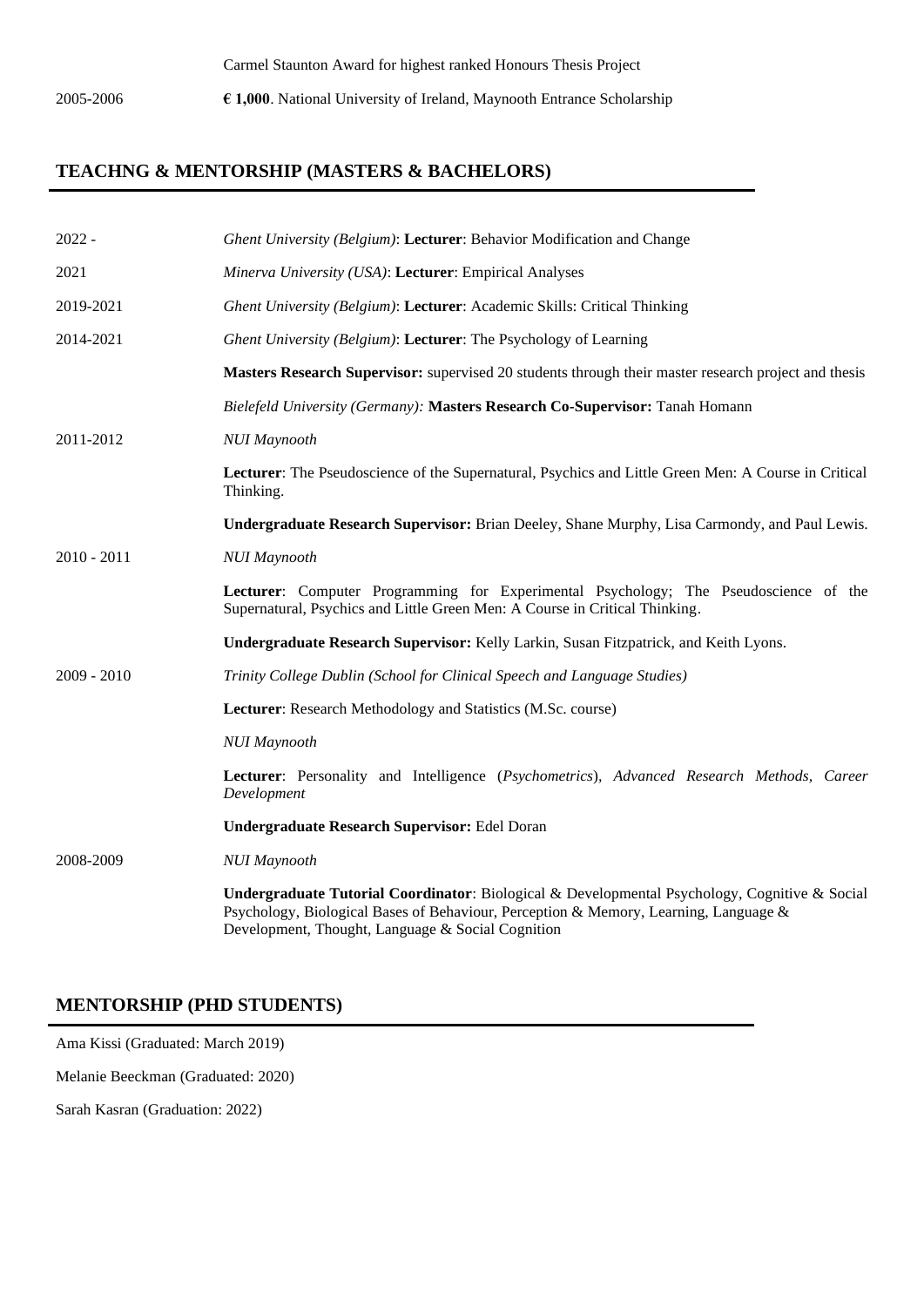Carmel Staunton Award for highest ranked Honours Thesis Project

2005-2006 **€ 1,000**. National University of Ireland, Maynooth Entrance Scholarship

## TEACHNG & MENTORSHIP (MASTERS & BACHELORS)

2022 - *Ghent University (Belgium)*: **Lecturer**: Behavior Modification and Change

2021 *Minerva University (USA)*: **Lecturer**: Empirical Analyses

2019-2021 *Ghent University (Belgium)*: **Lecturer**: Academic Skills: Critical Thinking

2014-2021 *Ghent University (Belgium)*: **Lecturer**: The Psychology of Learning

**Masters Research Supervisor:** supervised 20 students through their master research project and thesis

*Bielefeld University (Germany):* **Masters Research Co-Supervisor:** Tanah Homann

2011-2012 *NUI Maynooth*

**Lecturer**: The Pseudoscience of the Supernatural, Psychics and Little Green Men: A Course in Critical Thinking.

**Undergraduate Research Supervisor:** Brian Deeley, Shane Murphy, Lisa Carmondy, and Paul Lewis.

2010 - 2011 *NUI Maynooth*

**Lecturer**: Computer Programming for Experimental Psychology; The Pseudoscience of the Supernatural, Psychics and Little Green Men: A Course in Critical Thinking.

**Undergraduate Research Supervisor:** Kelly Larkin, Susan Fitzpatrick, and Keith Lyons.

2009 - 2010 *Trinity College Dublin (School for Clinical Speech and Language Studies)*

**Lecturer**: Research Methodology and Statistics (M.Sc. course)

*NUI Maynooth*

**Lecturer**: Personality and Intelligence (*Psychometrics*), *Advanced Research Methods, Career Development*

**Undergraduate Research Supervisor:** Edel Doran

2008-2009 *NUI Maynooth*

**Undergraduate Tutorial Coordinator**: Biological & Developmental Psychology, Cognitive & Social Psychology, Biological Bases of Behaviour, Perception & Memory, Learning, Language & Development, Thought, Language & Social Cognition

## MENTORSHIP (PHD STUDENTS)

Ama Kissi (Graduated: March 2019)

Melanie Beeckman (Graduated: 2020)

Sarah Kasran (Graduation: 2022)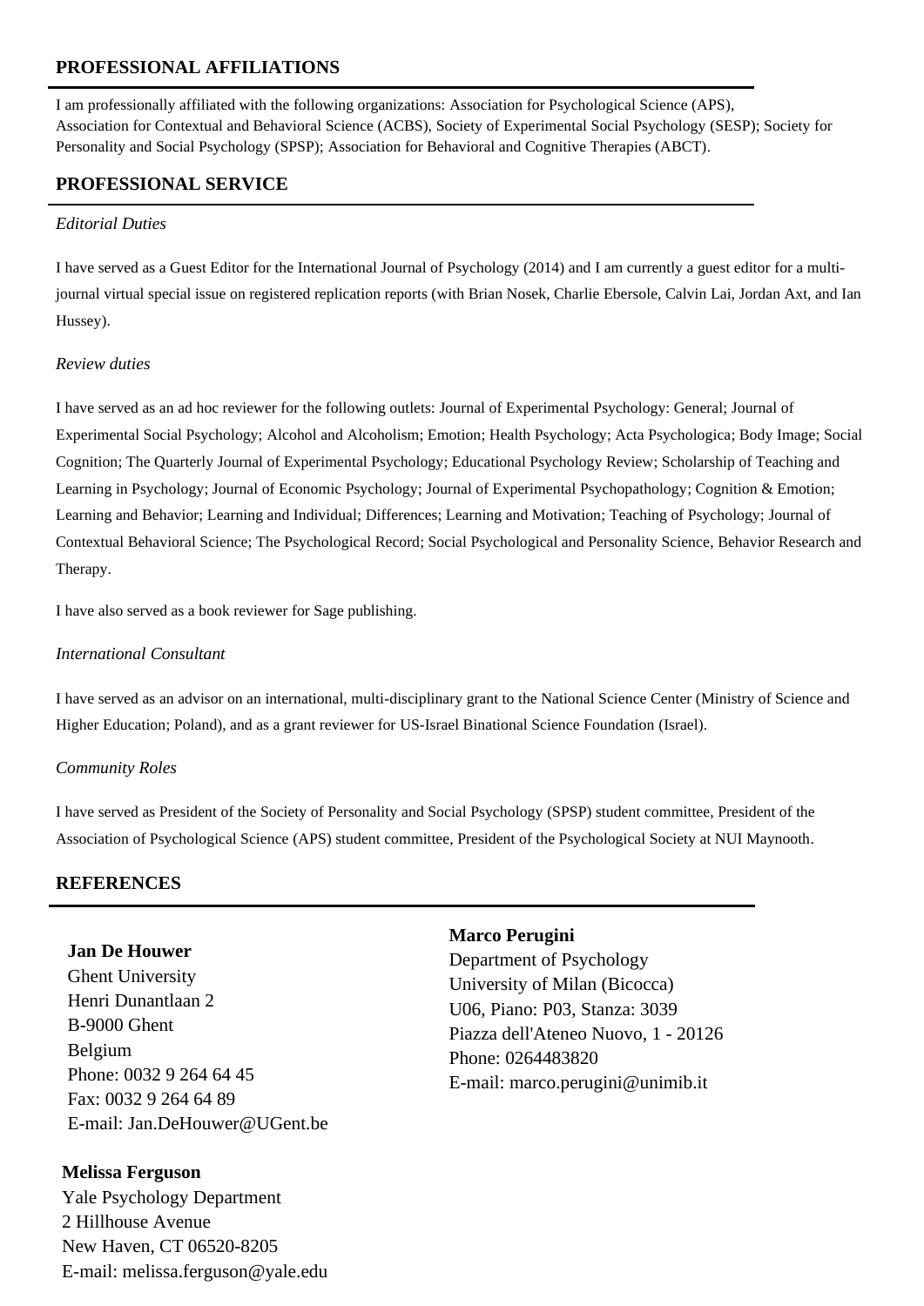## PROFESSIONAL AFFILIATIONS

I am professionally affiliated with the following organizations: Association for Psychological Science (APS), Association for Contextual and Behavioral Science (ACBS), Society of Experimental Social Psychology (SESP); Society for Personality and Social Psychology (SPSP); Association for Behavioral and Cognitive Therapies (ABCT).

## PROFESSIONAL SERVICE

*Editorial Duties*

I have served as a Guest Editor for the International Journal of Psychology (2014) and I am currently a guest editor for a multi-journal virtual special issue on registered replication reports (with Brian Nosek, Charlie Ebersole, Calvin Lai, Jordan Axt, and Ian Hussey).

*Review duties*

I have served as an ad hoc reviewer for the following outlets: Journal of Experimental Psychology: General; Journal of Experimental Social Psychology; Alcohol and Alcoholism; Emotion; Health Psychology; Acta Psychologica; Body Image; Social Cognition; The Quarterly Journal of Experimental Psychology; Educational Psychology Review; Scholarship of Teaching and Learning in Psychology; Journal of Economic Psychology; Journal of Experimental Psychopathology; Cognition & Emotion; Learning and Behavior; Learning and Individual; Differences; Learning and Motivation; Teaching of Psychology; Journal of Contextual Behavioral Science; The Psychological Record; Social Psychological and Personality Science, Behavior Research and Therapy.

I have also served as a book reviewer for Sage publishing.

*International Consultant*

I have served as an advisor on an international, multi-disciplinary grant to the National Science Center (Ministry of Science and Higher Education; Poland), and as a grant reviewer for US-Israel Binational Science Foundation (Israel).

*Community Roles*

I have served as President of the Society of Personality and Social Psychology (SPSP) student committee, President of the Association of Psychological Science (APS) student committee, President of the Psychological Society at NUI Maynooth.

## REFERENCES

**Jan De Houwer**
Ghent University
Henri Dunantlaan 2
B-9000 Ghent
Belgium
Phone: 0032 9 264 64 45
Fax: 0032 9 264 64 89
E-mail: Jan.DeHouwer@UGent.be

**Melissa Ferguson**
Yale Psychology Department
2 Hillhouse Avenue
New Haven, CT 06520-8205
E-mail: melissa.ferguson@yale.edu

**Marco Perugini**
Department of Psychology
University of Milan (Bicocca)
U06, Piano: P03, Stanza: 3039
Piazza dell'Ateneo Nuovo, 1 - 20126
Phone: 0264483820
E-mail: marco.perugini@unimib.it